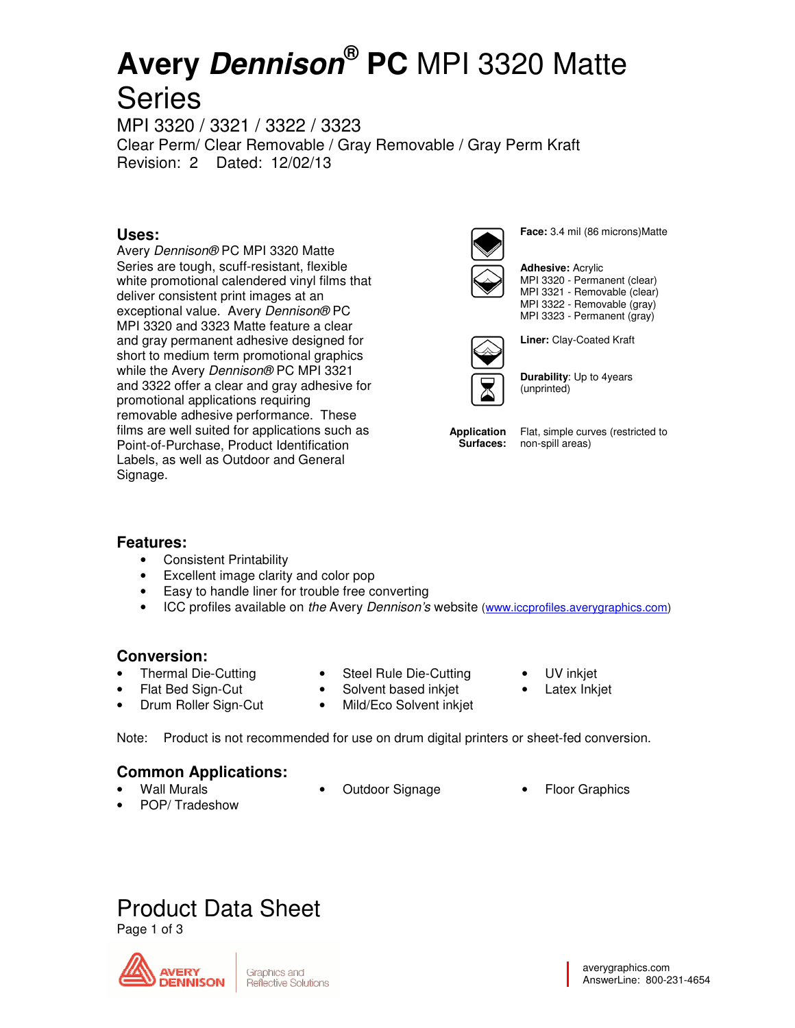# Avery *Dennison*® PC MPI 3320 Matte Series

MPI 3320 / 3321 / 3322 / 3323

Clear Perm/ Clear Removable / Gray Removable / Gray Perm Kraft

Revision: 2 Dated: 12/02/13

## Uses:

Avery *Dennison®* PC MPI 3320 Matte Series are tough, scuff-resistant, flexible white promotional calendered vinyl films that deliver consistent print images at an exceptional value. Avery *Dennison®* PC MPI 3320 and 3323 Matte feature a clear and gray permanent adhesive designed for short to medium term promotional graphics while the Avery *Dennison®* PC MPI 3321 and 3322 offer a clear and gray adhesive for promotional applications requiring removable adhesive performance. These films are well suited for applications such as Point-of-Purchase, Product Identification Labels, as well as Outdoor and General Signage.

**Face:** 3.4 mil (86 microns)Matte

**Adhesive:** Acrylic
MPI 3320 - Permanent (clear)
MPI 3321 - Removable (clear)
MPI 3322 - Removable (gray)
MPI 3323 - Permanent (gray)

**Liner:** Clay-Coated Kraft

**Durability**: Up to 4years (unprinted)

**Application Surfaces:** Flat, simple curves (restricted to non-spill areas)

## Features:

- Consistent Printability
- Excellent image clarity and color pop
- Easy to handle liner for trouble free converting
- ICC profiles available on *the* Avery *Dennison's* website (www.iccprofiles.averygraphics.com)

## Conversion:

- Thermal Die-Cutting
- Flat Bed Sign-Cut
- Drum Roller Sign-Cut
- Steel Rule Die-Cutting
- Solvent based inkjet
- Mild/Eco Solvent inkjet
- UV inkjet
- Latex Inkjet

Note: Product is not recommended for use on drum digital printers or sheet-fed conversion.

## Common Applications:

- Wall Murals
- POP/ Tradeshow
- Outdoor Signage
- Floor Graphics

# Product Data Sheet

Graphics and Reflective Solutions

averygraphics.com
AnswerLine: 800-231-4654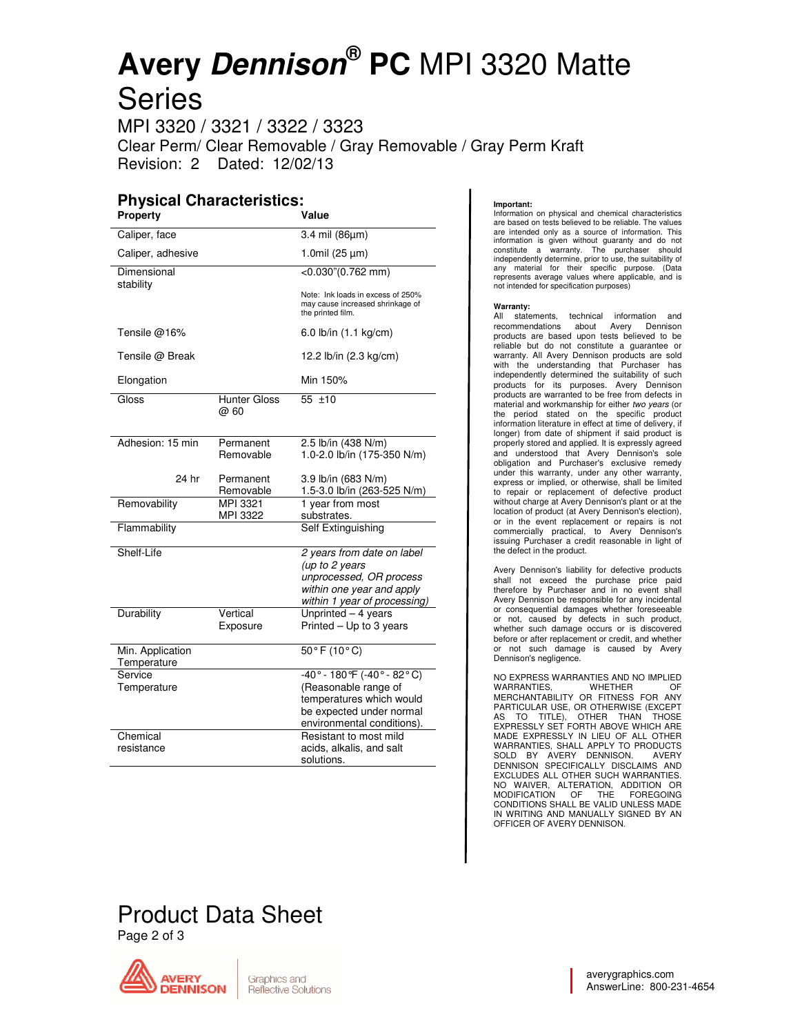# Avery *Dennison*® PC MPI 3320 Matte Series

MPI 3320 / 3321 / 3322 / 3323

Clear Perm/ Clear Removable / Gray Removable / Gray Perm Kraft

Revision: 2 Dated: 12/02/13

## Physical Characteristics:

| Property | | Value |
|---|---|---|
| Caliper, face | | 3.4 mil (86µm) |
| Caliper, adhesive | | 1.0mil (25 µm) |
| Dimensional stability | | <0.030"(0.762 mm)<br>Note: Ink loads in excess of 250% may cause increased shrinkage of the printed film. |
| Tensile @16% | | 6.0 lb/in (1.1 kg/cm) |
| Tensile @ Break | | 12.2 lb/in (2.3 kg/cm) |
| Elongation | | Min 150% |
| Gloss | Hunter Gloss @ 60 | 55 ±10 |
| Adhesion: 15 min | Permanent<br>Removable | 2.5 lb/in (438 N/m)<br>1.0-2.0 lb/in (175-350 N/m) |
| 24 hr | Permanent<br>Removable | 3.9 lb/in (683 N/m)<br>1.5-3.0 lb/in (263-525 N/m) |
| Removability | MPI 3321<br>MPI 3322 | 1 year from most substrates. |
| Flammability | | Self Extinguishing |
| Shelf-Life | | *2 years from date on label (up to 2 years unprocessed, OR process within one year and apply within 1 year of processing)* |
| Durability | Vertical Exposure | Unprinted – 4 years<br>Printed – Up to 3 years |
| Min. Application Temperature | | 50° F (10° C) |
| Service Temperature | | -40° - 180℉ (-40° - 82° C) (Reasonable range of temperatures which would be expected under normal environmental conditions). |
| Chemical resistance | | Resistant to most mild acids, alkalis, and salt solutions. |

**Important:**
Information on physical and chemical characteristics are based on tests believed to be reliable. The values are intended only as a source of information. This information is given without guaranty and do not constitute a warranty. The purchaser should independently determine, prior to use, the suitability of any material for their specific purpose. (Data represents average values where applicable, and is not intended for specification purposes)

**Warranty:**
All statements, technical information and recommendations about Avery Dennison products are based upon tests believed to be reliable but do not constitute a guarantee or warranty. All Avery Dennison products are sold with the understanding that Purchaser has independently determined the suitability of such products for its purposes. Avery Dennison products are warranted to be free from defects in material and workmanship for either *two years* (or the period stated on the specific product information literature in effect at time of delivery, if longer) from date of shipment if said product is properly stored and applied. It is expressly agreed and understood that Avery Dennison's sole obligation and Purchaser's exclusive remedy under this warranty, under any other warranty, express or implied, or otherwise, shall be limited to repair or replacement of defective product without charge at Avery Dennison's plant or at the location of product (at Avery Dennison's election), or in the event replacement or repairs is not commercially practical, to Avery Dennison's issuing Purchaser a credit reasonable in light of the defect in the product.

Avery Dennison's liability for defective products shall not exceed the purchase price paid therefore by Purchaser and in no event shall Avery Dennison be responsible for any incidental or consequential damages whether foreseeable or not, caused by defects in such product, whether such damage occurs or is discovered before or after replacement or credit, and whether or not such damage is caused by Avery Dennison's negligence.

NO EXPRESS WARRANTIES AND NO IMPLIED WARRANTIES, WHETHER OF MERCHANTABILITY OR FITNESS FOR ANY PARTICULAR USE, OR OTHERWISE (EXCEPT AS TO TITLE), OTHER THAN THOSE EXPRESSLY SET FORTH ABOVE WHICH ARE MADE EXPRESSLY IN LIEU OF ALL OTHER WARRANTIES, SHALL APPLY TO PRODUCTS SOLD BY AVERY DENNISON. AVERY DENNISON SPECIFICALLY DISCLAIMS AND EXCLUDES ALL OTHER SUCH WARRANTIES. NO WAIVER, ALTERATION, ADDITION OR MODIFICATION OF THE FOREGOING CONDITIONS SHALL BE VALID UNLESS MADE IN WRITING AND MANUALLY SIGNED BY AN OFFICER OF AVERY DENNISON.

Product Data Sheet

averygraphics.com
AnswerLine: 800-231-4654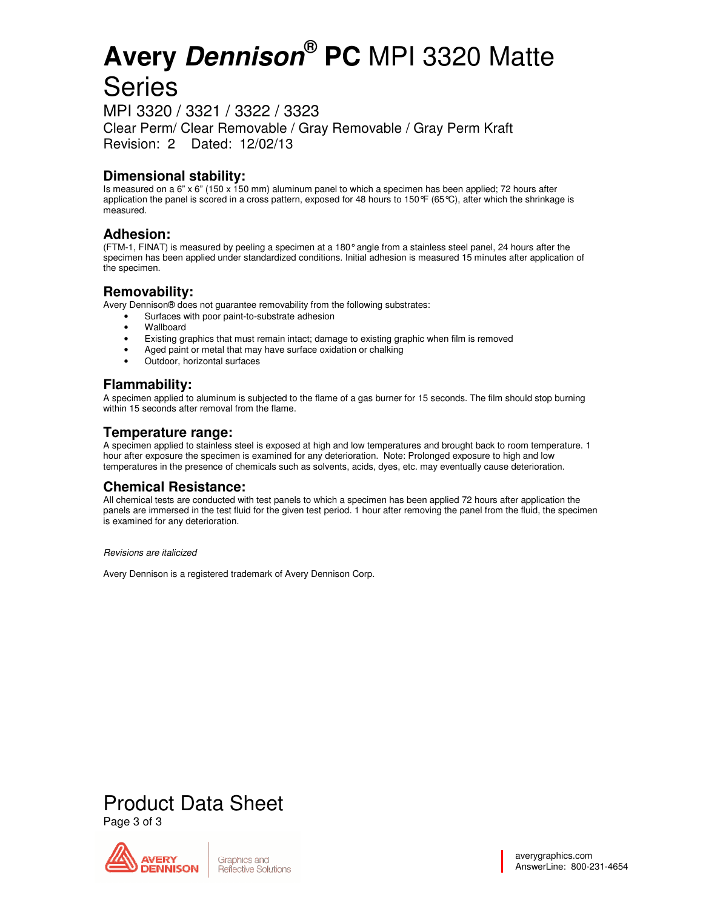# Avery *Dennison*® PC MPI 3320 Matte Series

MPI 3320 / 3321 / 3322 / 3323

Clear Perm/ Clear Removable / Gray Removable / Gray Perm Kraft

Revision: 2 Dated: 12/02/13

## Dimensional stability:

Is measured on a 6" x 6" (150 x 150 mm) aluminum panel to which a specimen has been applied; 72 hours after application the panel is scored in a cross pattern, exposed for 48 hours to 150°F (65°C), after which the shrinkage is measured.

## Adhesion:

(FTM-1, FINAT) is measured by peeling a specimen at a 180° angle from a stainless steel panel, 24 hours after the specimen has been applied under standardized conditions. Initial adhesion is measured 15 minutes after application of the specimen.

## Removability:

Avery Dennison® does not guarantee removability from the following substrates:

- Surfaces with poor paint-to-substrate adhesion
- Wallboard
- Existing graphics that must remain intact; damage to existing graphic when film is removed
- Aged paint or metal that may have surface oxidation or chalking
- Outdoor, horizontal surfaces

## Flammability:

A specimen applied to aluminum is subjected to the flame of a gas burner for 15 seconds. The film should stop burning within 15 seconds after removal from the flame.

## Temperature range:

A specimen applied to stainless steel is exposed at high and low temperatures and brought back to room temperature. 1 hour after exposure the specimen is examined for any deterioration. Note: Prolonged exposure to high and low temperatures in the presence of chemicals such as solvents, acids, dyes, etc. may eventually cause deterioration.

## Chemical Resistance:

All chemical tests are conducted with test panels to which a specimen has been applied 72 hours after application the panels are immersed in the test fluid for the given test period. 1 hour after removing the panel from the fluid, the specimen is examined for any deterioration.

*Revisions are italicized*

Avery Dennison is a registered trademark of Avery Dennison Corp.

Product Data Sheet

averygraphics.com

AnswerLine: 800-231-4654